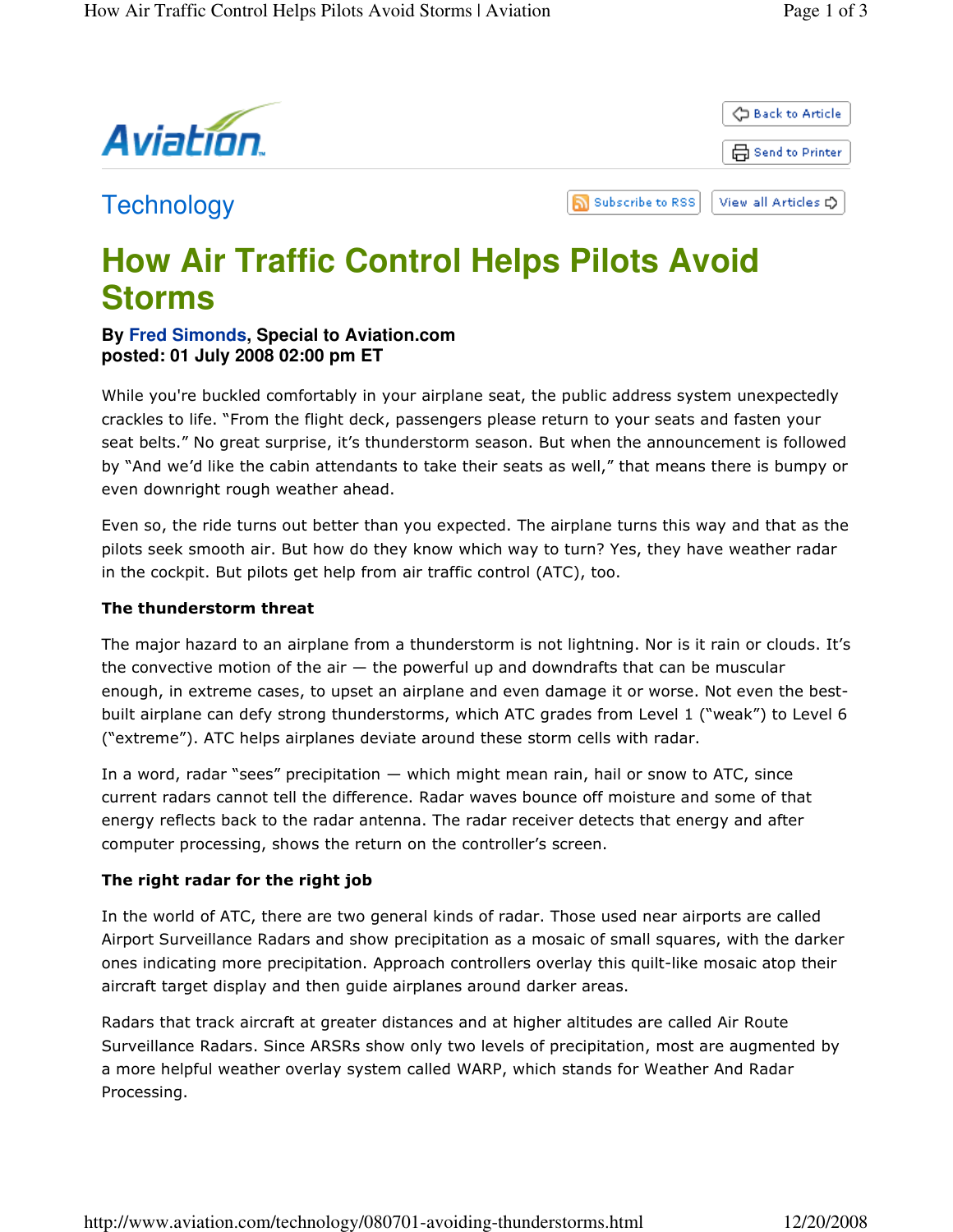Technology

# How Air Traffic Control Helps Pilots Avoid Storms

**By Fred Simonds, Special to Aviation.com**
**posted: 01 July 2008 02:00 pm ET**

While you're buckled comfortably in your airplane seat, the public address system unexpectedly crackles to life. "From the flight deck, passengers please return to your seats and fasten your seat belts." No great surprise, it's thunderstorm season. But when the announcement is followed by "And we'd like the cabin attendants to take their seats as well," that means there is bumpy or even downright rough weather ahead.

Even so, the ride turns out better than you expected. The airplane turns this way and that as the pilots seek smooth air. But how do they know which way to turn? Yes, they have weather radar in the cockpit. But pilots get help from air traffic control (ATC), too.

**The thunderstorm threat**

The major hazard to an airplane from a thunderstorm is not lightning. Nor is it rain or clouds. It's the convective motion of the air — the powerful up and downdrafts that can be muscular enough, in extreme cases, to upset an airplane and even damage it or worse. Not even the best-built airplane can defy strong thunderstorms, which ATC grades from Level 1 ("weak") to Level 6 ("extreme"). ATC helps airplanes deviate around these storm cells with radar.

In a word, radar "sees" precipitation — which might mean rain, hail or snow to ATC, since current radars cannot tell the difference. Radar waves bounce off moisture and some of that energy reflects back to the radar antenna. The radar receiver detects that energy and after computer processing, shows the return on the controller's screen.

**The right radar for the right job**

In the world of ATC, there are two general kinds of radar. Those used near airports are called Airport Surveillance Radars and show precipitation as a mosaic of small squares, with the darker ones indicating more precipitation. Approach controllers overlay this quilt-like mosaic atop their aircraft target display and then guide airplanes around darker areas.

Radars that track aircraft at greater distances and at higher altitudes are called Air Route Surveillance Radars. Since ARSRs show only two levels of precipitation, most are augmented by a more helpful weather overlay system called WARP, which stands for Weather And Radar Processing.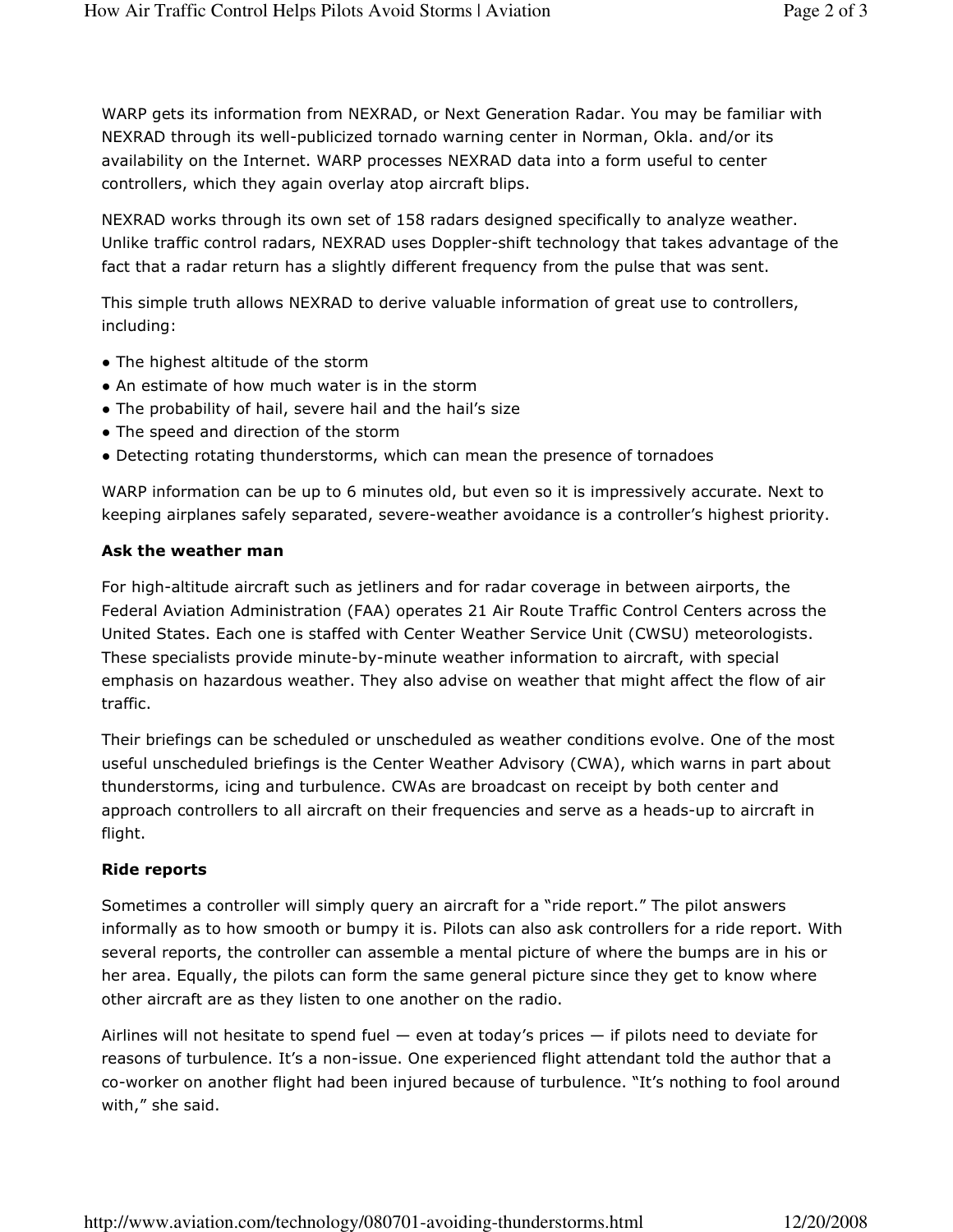WARP gets its information from NEXRAD, or Next Generation Radar. You may be familiar with NEXRAD through its well-publicized tornado warning center in Norman, Okla. and/or its availability on the Internet. WARP processes NEXRAD data into a form useful to center controllers, which they again overlay atop aircraft blips.

NEXRAD works through its own set of 158 radars designed specifically to analyze weather. Unlike traffic control radars, NEXRAD uses Doppler-shift technology that takes advantage of the fact that a radar return has a slightly different frequency from the pulse that was sent.

This simple truth allows NEXRAD to derive valuable information of great use to controllers, including:

- The highest altitude of the storm
- An estimate of how much water is in the storm
- The probability of hail, severe hail and the hail's size
- The speed and direction of the storm
- Detecting rotating thunderstorms, which can mean the presence of tornadoes

WARP information can be up to 6 minutes old, but even so it is impressively accurate. Next to keeping airplanes safely separated, severe-weather avoidance is a controller's highest priority.

**Ask the weather man**

For high-altitude aircraft such as jetliners and for radar coverage in between airports, the Federal Aviation Administration (FAA) operates 21 Air Route Traffic Control Centers across the United States. Each one is staffed with Center Weather Service Unit (CWSU) meteorologists. These specialists provide minute-by-minute weather information to aircraft, with special emphasis on hazardous weather. They also advise on weather that might affect the flow of air traffic.

Their briefings can be scheduled or unscheduled as weather conditions evolve. One of the most useful unscheduled briefings is the Center Weather Advisory (CWA), which warns in part about thunderstorms, icing and turbulence. CWAs are broadcast on receipt by both center and approach controllers to all aircraft on their frequencies and serve as a heads-up to aircraft in flight.

**Ride reports**

Sometimes a controller will simply query an aircraft for a "ride report." The pilot answers informally as to how smooth or bumpy it is. Pilots can also ask controllers for a ride report. With several reports, the controller can assemble a mental picture of where the bumps are in his or her area. Equally, the pilots can form the same general picture since they get to know where other aircraft are as they listen to one another on the radio.

Airlines will not hesitate to spend fuel — even at today's prices — if pilots need to deviate for reasons of turbulence. It's a non-issue. One experienced flight attendant told the author that a co-worker on another flight had been injured because of turbulence. "It's nothing to fool around with," she said.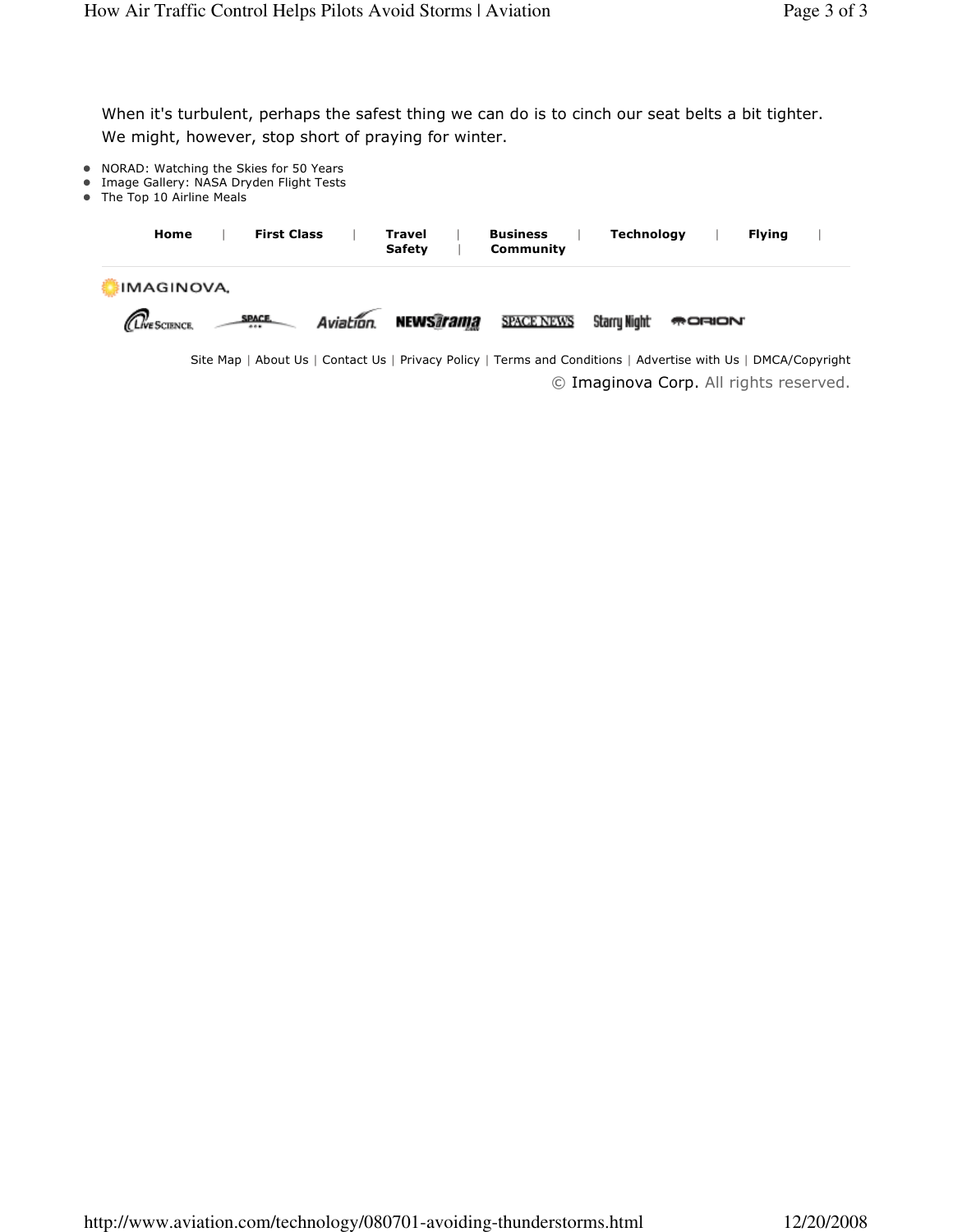When it's turbulent, perhaps the safest thing we can do is to cinch our seat belts a bit tighter. We might, however, stop short of praying for winter.

- NORAD: Watching the Skies for 50 Years
- Image Gallery: NASA Dryden Flight Tests
- The Top 10 Airline Meals

**Home** | **First Class** | **Travel Safety** | **Business Community** | **Technology** | **Flying** |

IMAGINOVA

LiveScience SPACE Aviation NEWSarama SPACE NEWS Starry Night ORION

Site Map | About Us | Contact Us | Privacy Policy | Terms and Conditions | Advertise with Us | DMCA/Copyright

© Imaginova Corp. All rights reserved.